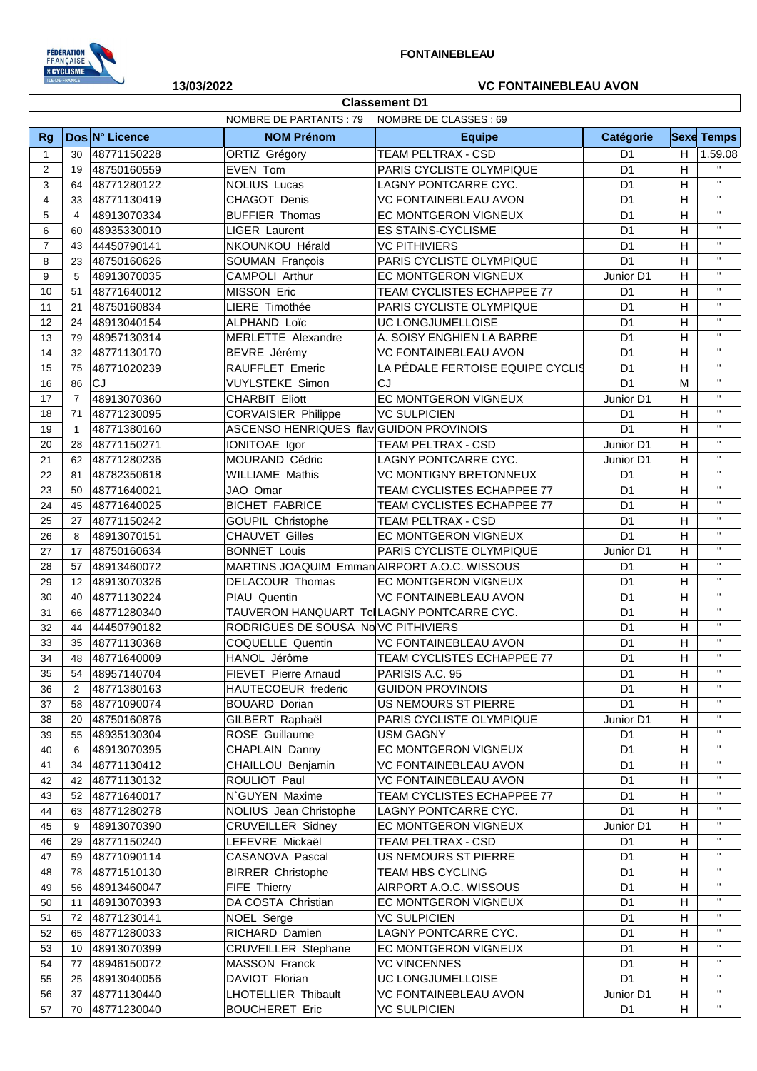FONTAINEBLEAU

13/03/2022

**VC FONTAINEBLEAU AVON**

## Classement D1

NOMBRE DE PARTANTS : 79 NOMBRE DE CLASSES : 69

| Rg | Dos | N° Licence | NOM Prénom | Equipe | Catégorie | Sexe | Temps |
|---|---|---|---|---|---|---|---|
| 1 | 30 | 48771150228 | ORTIZ Grégory | TEAM PELTRAX - CSD | D1 | H | 1.59.08 |
| 2 | 19 | 48750160559 | EVEN Tom | PARIS CYCLISTE OLYMPIQUE | D1 | H | " |
| 3 | 64 | 48771280122 | NOLIUS Lucas | LAGNY PONTCARRE CYC. | D1 | H | " |
| 4 | 33 | 48771130419 | CHAGOT Denis | VC FONTAINEBLEAU AVON | D1 | H | " |
| 5 | 4 | 48913070334 | BUFFIER Thomas | EC MONTGERON VIGNEUX | D1 | H | " |
| 6 | 60 | 48935330010 | LIGER Laurent | ES STAINS-CYCLISME | D1 | H | " |
| 7 | 43 | 44450790141 | NKOUNKOU Hérald | VC PITHIVIERS | D1 | H | " |
| 8 | 23 | 48750160626 | SOUMAN François | PARIS CYCLISTE OLYMPIQUE | D1 | H | " |
| 9 | 5 | 48913070035 | CAMPOLI Arthur | EC MONTGERON VIGNEUX | Junior D1 | H | " |
| 10 | 51 | 48771640012 | MISSON Eric | TEAM CYCLISTES ECHAPPEE 77 | D1 | H | " |
| 11 | 21 | 48750160834 | LIERE Timothée | PARIS CYCLISTE OLYMPIQUE | D1 | H | " |
| 12 | 24 | 48913040154 | ALPHAND Loïc | UC LONGJUMELLOISE | D1 | H | " |
| 13 | 79 | 48957130314 | MERLETTE Alexandre | A. SOISY ENGHIEN LA BARRE | D1 | H | " |
| 14 | 32 | 48771130170 | BEVRE Jérémy | VC FONTAINEBLEAU AVON | D1 | H | " |
| 15 | 75 | 48771020239 | RAUFFLET Emeric | LA PÉDALE FERTOISE EQUIPE CYCLIS | D1 | H | " |
| 16 | 86 | CJ | VUYLSTEKE Simon | CJ | D1 | M | " |
| 17 | 7 | 48913070360 | CHARBIT Eliott | EC MONTGERON VIGNEUX | Junior D1 | H | " |
| 18 | 71 | 48771230095 | CORVAISIER Philippe | VC SULPICIEN | D1 | H | " |
| 19 | 1 | 48771380160 | ASCENSO HENRIQUES flav | GUIDON PROVINOIS | D1 | H | " |
| 20 | 28 | 48771150271 | IONITOAE Igor | TEAM PELTRAX - CSD | Junior D1 | H | " |
| 21 | 62 | 48771280236 | MOURAND Cédric | LAGNY PONTCARRE CYC. | Junior D1 | H | " |
| 22 | 81 | 48782350618 | WILLIAME Mathis | VC MONTIGNY BRETONNEUX | D1 | H | " |
| 23 | 50 | 48771640021 | JAO Omar | TEAM CYCLISTES ECHAPPEE 77 | D1 | H | " |
| 24 | 45 | 48771640025 | BICHET FABRICE | TEAM CYCLISTES ECHAPPEE 77 | D1 | H | " |
| 25 | 27 | 48771150242 | GOUPIL Christophe | TEAM PELTRAX - CSD | D1 | H | " |
| 26 | 8 | 48913070151 | CHAUVET Gilles | EC MONTGERON VIGNEUX | D1 | H | " |
| 27 | 17 | 48750160634 | BONNET Louis | PARIS CYCLISTE OLYMPIQUE | Junior D1 | H | " |
| 28 | 57 | 48913460072 | MARTINS JOAQUIM Emman | AIRPORT A.O.C. WISSOUS | D1 | H | " |
| 29 | 12 | 48913070326 | DELACOUR Thomas | EC MONTGERON VIGNEUX | D1 | H | " |
| 30 | 40 | 48771130224 | PIAU Quentin | VC FONTAINEBLEAU AVON | D1 | H | " |
| 31 | 66 | 48771280340 | TAUVERON HANQUART Tc | LAGNY PONTCARRE CYC. | D1 | H | " |
| 32 | 44 | 44450790182 | RODRIGUES DE SOUSA No | VC PITHIVIERS | D1 | H | " |
| 33 | 35 | 48771130368 | COQUELLE Quentin | VC FONTAINEBLEAU AVON | D1 | H | " |
| 34 | 48 | 48771640009 | HANOL Jérôme | TEAM CYCLISTES ECHAPPEE 77 | D1 | H | " |
| 35 | 54 | 48957140704 | FIEVET Pierre Arnaud | PARISIS A.C. 95 | D1 | H | " |
| 36 | 2 | 48771380163 | HAUTECOEUR frederic | GUIDON PROVINOIS | D1 | H | " |
| 37 | 58 | 48771090074 | BOUARD Dorian | US NEMOURS ST PIERRE | D1 | H | " |
| 38 | 20 | 48750160876 | GILBERT Raphaël | PARIS CYCLISTE OLYMPIQUE | Junior D1 | H | " |
| 39 | 55 | 48935130304 | ROSE Guillaume | USM GAGNY | D1 | H | " |
| 40 | 6 | 48913070395 | CHAPLAIN Danny | EC MONTGERON VIGNEUX | D1 | H | " |
| 41 | 34 | 48771130412 | CHAILLOU Benjamin | VC FONTAINEBLEAU AVON | D1 | H | " |
| 42 | 42 | 48771130132 | ROULIOT Paul | VC FONTAINEBLEAU AVON | D1 | H | " |
| 43 | 52 | 48771640017 | N`GUYEN Maxime | TEAM CYCLISTES ECHAPPEE 77 | D1 | H | " |
| 44 | 63 | 48771280278 | NOLIUS Jean Christophe | LAGNY PONTCARRE CYC. | D1 | H | " |
| 45 | 9 | 48913070390 | CRUVEILLER Sidney | EC MONTGERON VIGNEUX | Junior D1 | H | " |
| 46 | 29 | 48771150240 | LEFEVRE Mickaël | TEAM PELTRAX - CSD | D1 | H | " |
| 47 | 59 | 48771090114 | CASANOVA Pascal | US NEMOURS ST PIERRE | D1 | H | " |
| 48 | 78 | 48771510130 | BIRRER Christophe | TEAM HBS CYCLING | D1 | H | " |
| 49 | 56 | 48913460047 | FIFE Thierry | AIRPORT A.O.C. WISSOUS | D1 | H | " |
| 50 | 11 | 48913070393 | DA COSTA Christian | EC MONTGERON VIGNEUX | D1 | H | " |
| 51 | 72 | 48771230141 | NOEL Serge | VC SULPICIEN | D1 | H | " |
| 52 | 65 | 48771280033 | RICHARD Damien | LAGNY PONTCARRE CYC. | D1 | H | " |
| 53 | 10 | 48913070399 | CRUVEILLER Stephane | EC MONTGERON VIGNEUX | D1 | H | " |
| 54 | 77 | 48946150072 | MASSON Franck | VC VINCENNES | D1 | H | " |
| 55 | 25 | 48913040056 | DAVIOT Florian | UC LONGJUMELLOISE | D1 | H | " |
| 56 | 37 | 48771130440 | LHOTELLIER Thibault | VC FONTAINEBLEAU AVON | Junior D1 | H | " |
| 57 | 70 | 48771230040 | BOUCHERET Eric | VC SULPICIEN | D1 | H | " |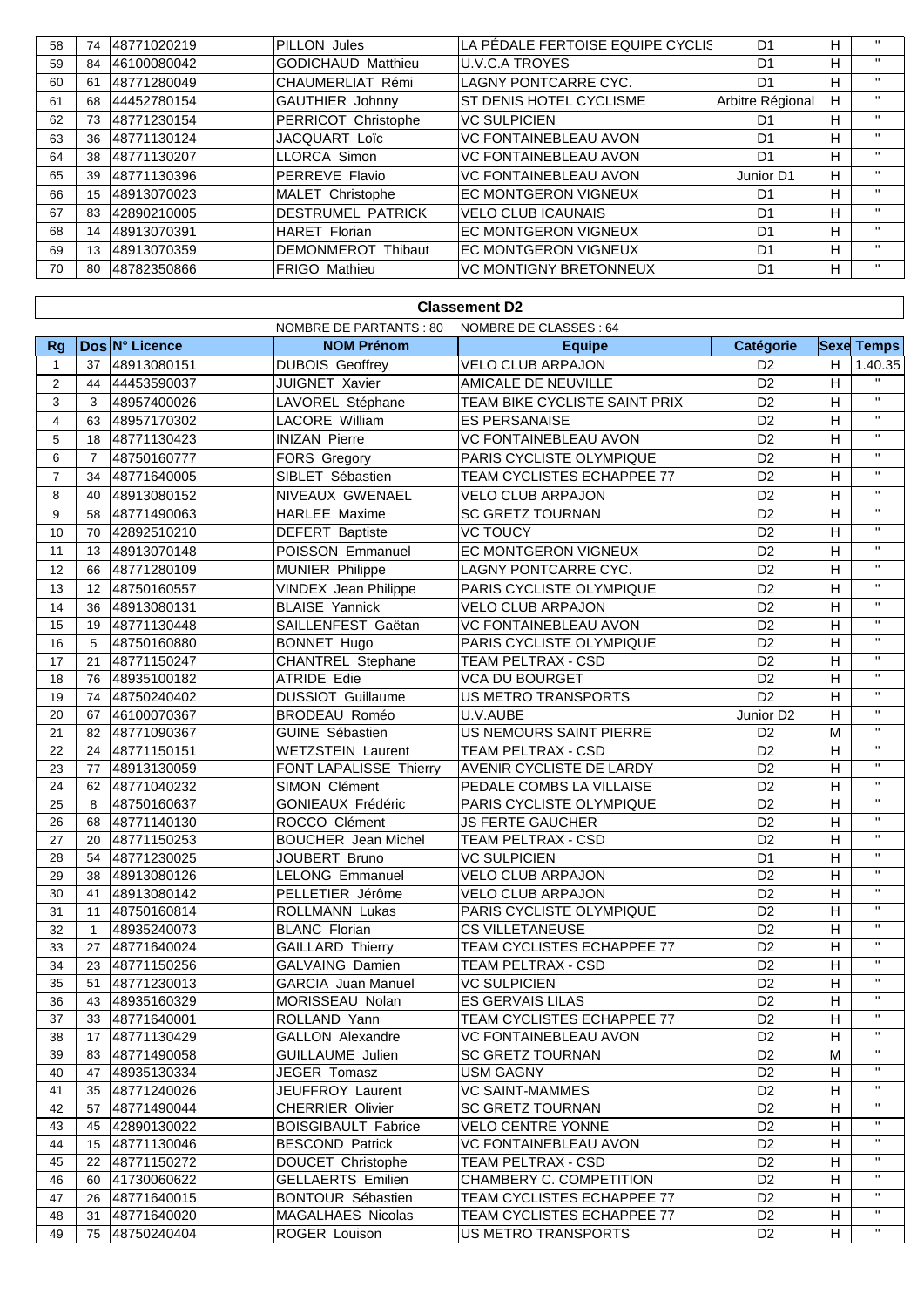| 58 | 74 | 48771020219 | PILLON Jules | LA PÉDALE FERTOISE EQUIPE CYCLIS | D1 | H | " |
|---|---|---|---|---|---|---|---|
| 59 | 84 | 46100080042 | GODICHAUD Matthieu | U.V.C.A TROYES | D1 | H | " |
| 60 | 61 | 48771280049 | CHAUMERLIAT Rémi | LAGNY PONTCARRE CYC. | D1 | H | " |
| 61 | 68 | 44452780154 | GAUTHIER Johnny | ST DENIS HOTEL CYCLISME | Arbitre Régional | H | " |
| 62 | 73 | 48771230154 | PERRICOT Christophe | VC SULPICIEN | D1 | H | " |
| 63 | 36 | 48771130124 | JACQUART Loïc | VC FONTAINEBLEAU AVON | D1 | H | " |
| 64 | 38 | 48771130207 | LLORCA Simon | VC FONTAINEBLEAU AVON | D1 | H | " |
| 65 | 39 | 48771130396 | PERREVE Flavio | VC FONTAINEBLEAU AVON | Junior D1 | H | " |
| 66 | 15 | 48913070023 | MALET Christophe | EC MONTGERON VIGNEUX | D1 | H | " |
| 67 | 83 | 42890210005 | DESTRUMEL PATRICK | VELO CLUB ICAUNAIS | D1 | H | " |
| 68 | 14 | 48913070391 | HARET Florian | EC MONTGERON VIGNEUX | D1 | H | " |
| 69 | 13 | 48913070359 | DEMONMEROT Thibaut | EC MONTGERON VIGNEUX | D1 | H | " |
| 70 | 80 | 48782350866 | FRIGO Mathieu | VC MONTIGNY BRETONNEUX | D1 | H | " |

## Classement D2

NOMBRE DE PARTANTS : 80 NOMBRE DE CLASSES : 64

| Rg | Dos | N° Licence | NOM Prénom | Equipe | Catégorie | Sexe | Temps |
|---|---|---|---|---|---|---|---|
| 1 | 37 | 48913080151 | DUBOIS Geoffrey | VELO CLUB ARPAJON | D2 | H | 1.40.35 |
| 2 | 44 | 44453590037 | JUIGNET Xavier | AMICALE DE NEUVILLE | D2 | H | " |
| 3 | 3 | 48957400026 | LAVOREL Stéphane | TEAM BIKE CYCLISTE SAINT PRIX | D2 | H | " |
| 4 | 63 | 48957170302 | LACORE William | ES PERSANAISE | D2 | H | " |
| 5 | 18 | 48771130423 | INIZAN Pierre | VC FONTAINEBLEAU AVON | D2 | H | " |
| 6 | 7 | 48750160777 | FORS Gregory | PARIS CYCLISTE OLYMPIQUE | D2 | H | " |
| 7 | 34 | 48771640005 | SIBLET Sébastien | TEAM CYCLISTES ECHAPPEE 77 | D2 | H | " |
| 8 | 40 | 48913080152 | NIVEAUX GWENAEL | VELO CLUB ARPAJON | D2 | H | " |
| 9 | 58 | 48771490063 | HARLEE Maxime | SC GRETZ TOURNAN | D2 | H | " |
| 10 | 70 | 42892510210 | DEFERT Baptiste | VC TOUCY | D2 | H | " |
| 11 | 13 | 48913070148 | POISSON Emmanuel | EC MONTGERON VIGNEUX | D2 | H | " |
| 12 | 66 | 48771280109 | MUNIER Philippe | LAGNY PONTCARRE CYC. | D2 | H | " |
| 13 | 12 | 48750160557 | VINDEX Jean Philippe | PARIS CYCLISTE OLYMPIQUE | D2 | H | " |
| 14 | 36 | 48913080131 | BLAISE Yannick | VELO CLUB ARPAJON | D2 | H | " |
| 15 | 19 | 48771130448 | SAILLENFEST Gaëtan | VC FONTAINEBLEAU AVON | D2 | H | " |
| 16 | 5 | 48750160880 | BONNET Hugo | PARIS CYCLISTE OLYMPIQUE | D2 | H | " |
| 17 | 21 | 48771150247 | CHANTREL Stephane | TEAM PELTRAX - CSD | D2 | H | " |
| 18 | 76 | 48935100182 | ATRIDE Edie | VCA DU BOURGET | D2 | H | " |
| 19 | 74 | 48750240402 | DUSSIOT Guillaume | US METRO TRANSPORTS | D2 | H | " |
| 20 | 67 | 46100070367 | BRODEAU Roméo | U.V.AUBE | Junior D2 | H | " |
| 21 | 82 | 48771090367 | GUINE Sébastien | US NEMOURS SAINT PIERRE | D2 | M | " |
| 22 | 24 | 48771150151 | WETZSTEIN Laurent | TEAM PELTRAX - CSD | D2 | H | " |
| 23 | 77 | 48913130059 | FONT LAPALISSE Thierry | AVENIR CYCLISTE DE LARDY | D2 | H | " |
| 24 | 62 | 48771040232 | SIMON Clément | PEDALE COMBS LA VILLAISE | D2 | H | " |
| 25 | 8 | 48750160637 | GONIEAUX Frédéric | PARIS CYCLISTE OLYMPIQUE | D2 | H | " |
| 26 | 68 | 48771140130 | ROCCO Clément | JS FERTE GAUCHER | D2 | H | " |
| 27 | 20 | 48771150253 | BOUCHER Jean Michel | TEAM PELTRAX - CSD | D2 | H | " |
| 28 | 54 | 48771230025 | JOUBERT Bruno | VC SULPICIEN | D1 | H | " |
| 29 | 38 | 48913080126 | LELONG Emmanuel | VELO CLUB ARPAJON | D2 | H | " |
| 30 | 41 | 48913080142 | PELLETIER Jérôme | VELO CLUB ARPAJON | D2 | H | " |
| 31 | 11 | 48750160814 | ROLLMANN Lukas | PARIS CYCLISTE OLYMPIQUE | D2 | H | " |
| 32 | 1 | 48935240073 | BLANC Florian | CS VILLETANEUSE | D2 | H | " |
| 33 | 27 | 48771640024 | GAILLARD Thierry | TEAM CYCLISTES ECHAPPEE 77 | D2 | H | " |
| 34 | 23 | 48771150256 | GALVAING Damien | TEAM PELTRAX - CSD | D2 | H | " |
| 35 | 51 | 48771230013 | GARCIA Juan Manuel | VC SULPICIEN | D2 | H | " |
| 36 | 43 | 48935160329 | MORISSEAU Nolan | ES GERVAIS LILAS | D2 | H | " |
| 37 | 33 | 48771640001 | ROLLAND Yann | TEAM CYCLISTES ECHAPPEE 77 | D2 | H | " |
| 38 | 17 | 48771130429 | GALLON Alexandre | VC FONTAINEBLEAU AVON | D2 | H | " |
| 39 | 83 | 48771490058 | GUILLAUME Julien | SC GRETZ TOURNAN | D2 | M | " |
| 40 | 47 | 48935130334 | JEGER Tomasz | USM GAGNY | D2 | H | " |
| 41 | 35 | 48771240026 | JEUFFROY Laurent | VC SAINT-MAMMES | D2 | H | " |
| 42 | 57 | 48771490044 | CHERRIER Olivier | SC GRETZ TOURNAN | D2 | H | " |
| 43 | 45 | 42890130022 | BOISGIBAULT Fabrice | VELO CENTRE YONNE | D2 | H | " |
| 44 | 15 | 48771130046 | BESCOND Patrick | VC FONTAINEBLEAU AVON | D2 | H | " |
| 45 | 22 | 48771150272 | DOUCET Christophe | TEAM PELTRAX - CSD | D2 | H | " |
| 46 | 60 | 41730060622 | GELLAERTS Emilien | CHAMBERY C. COMPETITION | D2 | H | " |
| 47 | 26 | 48771640015 | BONTOUR Sébastien | TEAM CYCLISTES ECHAPPEE 77 | D2 | H | " |
| 48 | 31 | 48771640020 | MAGALHAES Nicolas | TEAM CYCLISTES ECHAPPEE 77 | D2 | H | " |
| 49 | 75 | 48750240404 | ROGER Louison | US METRO TRANSPORTS | D2 | H | " |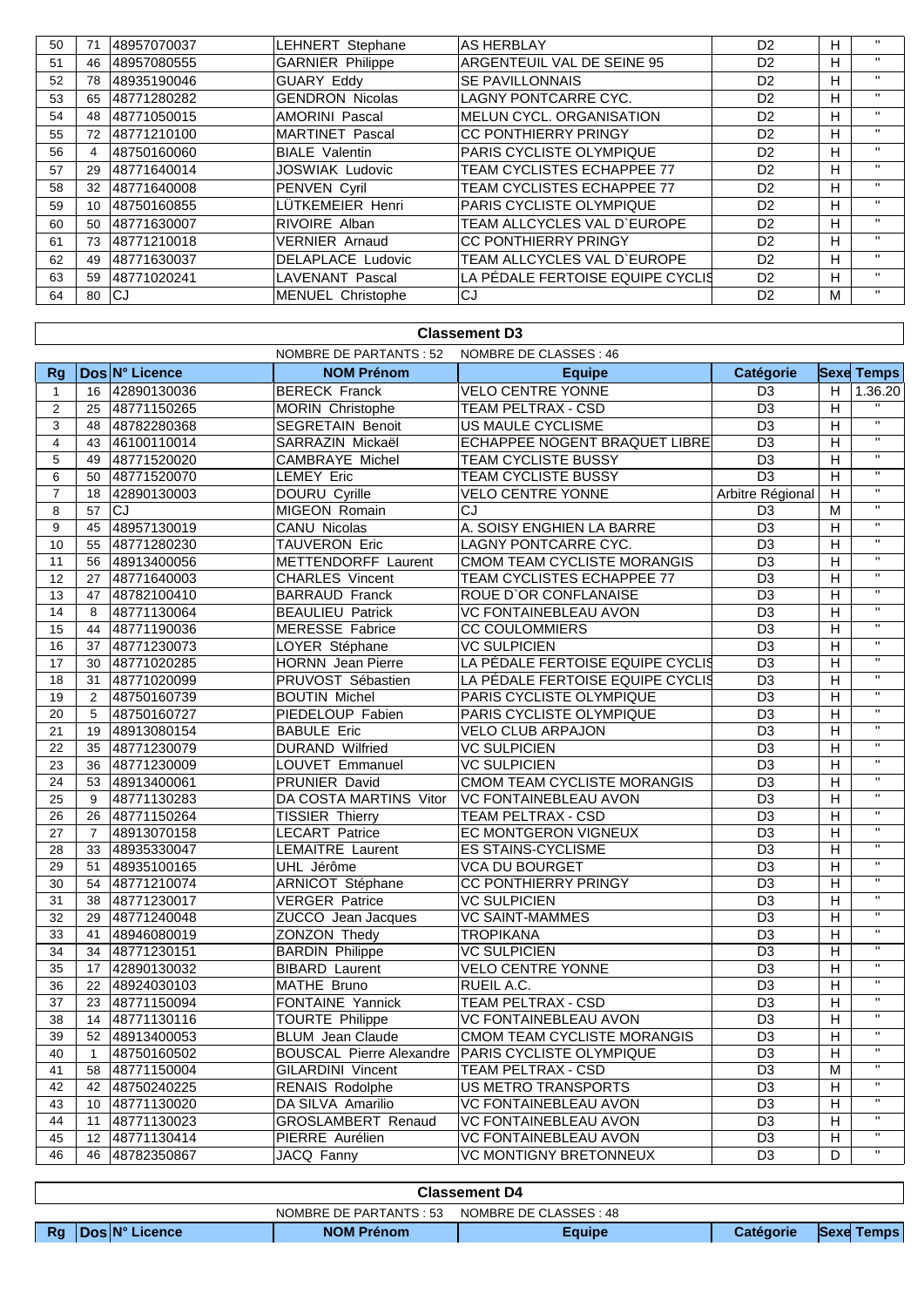| | | | | | | | |
|---|---|---|---|---|---|---|---|
| 50 | 71 | 48957070037 | LEHNERT Stephane | AS HERBLAY | D2 | H | " |
| 51 | 46 | 48957080555 | GARNIER Philippe | ARGENTEUIL VAL DE SEINE 95 | D2 | H | " |
| 52 | 78 | 48935190046 | GUARY Eddy | SE PAVILLONNAIS | D2 | H | " |
| 53 | 65 | 48771280282 | GENDRON Nicolas | LAGNY PONTCARRE CYC. | D2 | H | " |
| 54 | 48 | 48771050015 | AMORINI Pascal | MELUN CYCL. ORGANISATION | D2 | H | " |
| 55 | 72 | 48771210100 | MARTINET Pascal | CC PONTHIERRY PRINGY | D2 | H | " |
| 56 | 4 | 48750160060 | BIALE Valentin | PARIS CYCLISTE OLYMPIQUE | D2 | H | " |
| 57 | 29 | 48771640014 | JOSWIAK Ludovic | TEAM CYCLISTES ECHAPPEE 77 | D2 | H | " |
| 58 | 32 | 48771640008 | PENVEN Cyril | TEAM CYCLISTES ECHAPPEE 77 | D2 | H | " |
| 59 | 10 | 48750160855 | LÜTKEMEIER Henri | PARIS CYCLISTE OLYMPIQUE | D2 | H | " |
| 60 | 50 | 48771630007 | RIVOIRE Alban | TEAM ALLCYCLES VAL D`EUROPE | D2 | H | " |
| 61 | 73 | 48771210018 | VERNIER Arnaud | CC PONTHIERRY PRINGY | D2 | H | " |
| 62 | 49 | 48771630037 | DELAPLACE Ludovic | TEAM ALLCYCLES VAL D`EUROPE | D2 | H | " |
| 63 | 59 | 48771020241 | LAVENANT Pascal | LA PÉDALE FERTOISE EQUIPE CYCLIS | D2 | H | " |
| 64 | 80 | CJ | MENUEL Christophe | CJ | D2 | M | " |

## Classement D3

NOMBRE DE PARTANTS : 52 NOMBRE DE CLASSES : 46

| Rg | Dos | N° Licence | NOM Prénom | Equipe | Catégorie | Sexe | Temps |
|---|---|---|---|---|---|---|---|
| 1 | 16 | 42890130036 | BERECK Franck | VELO CENTRE YONNE | D3 | H | 1.36.20 |
| 2 | 25 | 48771150265 | MORIN Christophe | TEAM PELTRAX - CSD | D3 | H | " |
| 3 | 48 | 48782280368 | SEGRETAIN Benoit | US MAULE CYCLISME | D3 | H | " |
| 4 | 43 | 46100110014 | SARRAZIN Mickaël | ECHAPPEE NOGENT BRAQUET LIBRE | D3 | H | " |
| 5 | 49 | 48771520020 | CAMBRAYE Michel | TEAM CYCLISTE BUSSY | D3 | H | " |
| 6 | 50 | 48771520070 | LEMEY Eric | TEAM CYCLISTE BUSSY | D3 | H | " |
| 7 | 18 | 42890130003 | DOURU Cyrille | VELO CENTRE YONNE | Arbitre Régional | H | " |
| 8 | 57 | CJ | MIGEON Romain | CJ | D3 | M | " |
| 9 | 45 | 48957130019 | CANU Nicolas | A. SOISY ENGHIEN LA BARRE | D3 | H | " |
| 10 | 55 | 48771280230 | TAUVERON Eric | LAGNY PONTCARRE CYC. | D3 | H | " |
| 11 | 56 | 48913400056 | METTENDORFF Laurent | CMOM TEAM CYCLISTE MORANGIS | D3 | H | " |
| 12 | 27 | 48771640003 | CHARLES Vincent | TEAM CYCLISTES ECHAPPEE 77 | D3 | H | " |
| 13 | 47 | 48782100410 | BARRAUD Franck | ROUE D`OR CONFLANAISE | D3 | H | " |
| 14 | 8 | 48771130064 | BEAULIEU Patrick | VC FONTAINEBLEAU AVON | D3 | H | " |
| 15 | 44 | 48771190036 | MERESSE Fabrice | CC COULOMMIERS | D3 | H | " |
| 16 | 37 | 48771230073 | LOYER Stéphane | VC SULPICIEN | D3 | H | " |
| 17 | 30 | 48771020285 | HORNN Jean Pierre | LA PÉDALE FERTOISE EQUIPE CYCLIS | D3 | H | " |
| 18 | 31 | 48771020099 | PRUVOST Sébastien | LA PÉDALE FERTOISE EQUIPE CYCLIS | D3 | H | " |
| 19 | 2 | 48750160739 | BOUTIN Michel | PARIS CYCLISTE OLYMPIQUE | D3 | H | " |
| 20 | 5 | 48750160727 | PIEDELOUP Fabien | PARIS CYCLISTE OLYMPIQUE | D3 | H | " |
| 21 | 19 | 48913080154 | BABULE Eric | VELO CLUB ARPAJON | D3 | H | " |
| 22 | 35 | 48771230079 | DURAND Wilfried | VC SULPICIEN | D3 | H | " |
| 23 | 36 | 48771230009 | LOUVET Emmanuel | VC SULPICIEN | D3 | H | " |
| 24 | 53 | 48913400061 | PRUNIER David | CMOM TEAM CYCLISTE MORANGIS | D3 | H | " |
| 25 | 9 | 48771130283 | DA COSTA MARTINS Vitor | VC FONTAINEBLEAU AVON | D3 | H | " |
| 26 | 26 | 48771150264 | TISSIER Thierry | TEAM PELTRAX - CSD | D3 | H | " |
| 27 | 7 | 48913070158 | LECART Patrice | EC MONTGERON VIGNEUX | D3 | H | " |
| 28 | 33 | 48935330047 | LEMAITRE Laurent | ES STAINS-CYCLISME | D3 | H | " |
| 29 | 51 | 48935100165 | UHL Jérôme | VCA DU BOURGET | D3 | H | " |
| 30 | 54 | 48771210074 | ARNICOT Stéphane | CC PONTHIERRY PRINGY | D3 | H | " |
| 31 | 38 | 48771230017 | VERGER Patrice | VC SULPICIEN | D3 | H | " |
| 32 | 29 | 48771240048 | ZUCCO Jean Jacques | VC SAINT-MAMMES | D3 | H | " |
| 33 | 41 | 48946080019 | ZONZON Thedy | TROPIKANA | D3 | H | " |
| 34 | 34 | 48771230151 | BARDIN Philippe | VC SULPICIEN | D3 | H | " |
| 35 | 17 | 42890130032 | BIBARD Laurent | VELO CENTRE YONNE | D3 | H | " |
| 36 | 22 | 48924030103 | MATHE Bruno | RUEIL A.C. | D3 | H | " |
| 37 | 23 | 48771150094 | FONTAINE Yannick | TEAM PELTRAX - CSD | D3 | H | " |
| 38 | 14 | 48771130116 | TOURTE Philippe | VC FONTAINEBLEAU AVON | D3 | H | " |
| 39 | 52 | 48913400053 | BLUM Jean Claude | CMOM TEAM CYCLISTE MORANGIS | D3 | H | " |
| 40 | 1 | 48750160502 | BOUSCAL Pierre Alexandre | PARIS CYCLISTE OLYMPIQUE | D3 | H | " |
| 41 | 58 | 48771150004 | GILARDINI Vincent | TEAM PELTRAX - CSD | D3 | M | " |
| 42 | 42 | 48750240225 | RENAIS Rodolphe | US METRO TRANSPORTS | D3 | H | " |
| 43 | 10 | 48771130020 | DA SILVA Amarilio | VC FONTAINEBLEAU AVON | D3 | H | " |
| 44 | 11 | 48771130023 | GROSLAMBERT Renaud | VC FONTAINEBLEAU AVON | D3 | H | " |
| 45 | 12 | 48771130414 | PIERRE Aurélien | VC FONTAINEBLEAU AVON | D3 | H | " |
| 46 | 46 | 48782350867 | JACQ Fanny | VC MONTIGNY BRETONNEUX | D3 | D | " |

## Classement D4

NOMBRE DE PARTANTS : 53 NOMBRE DE CLASSES : 48

| Rg | Dos | N° Licence | NOM Prénom | Equipe | Catégorie | Sexe | Temps |
|---|---|---|---|---|---|---|---|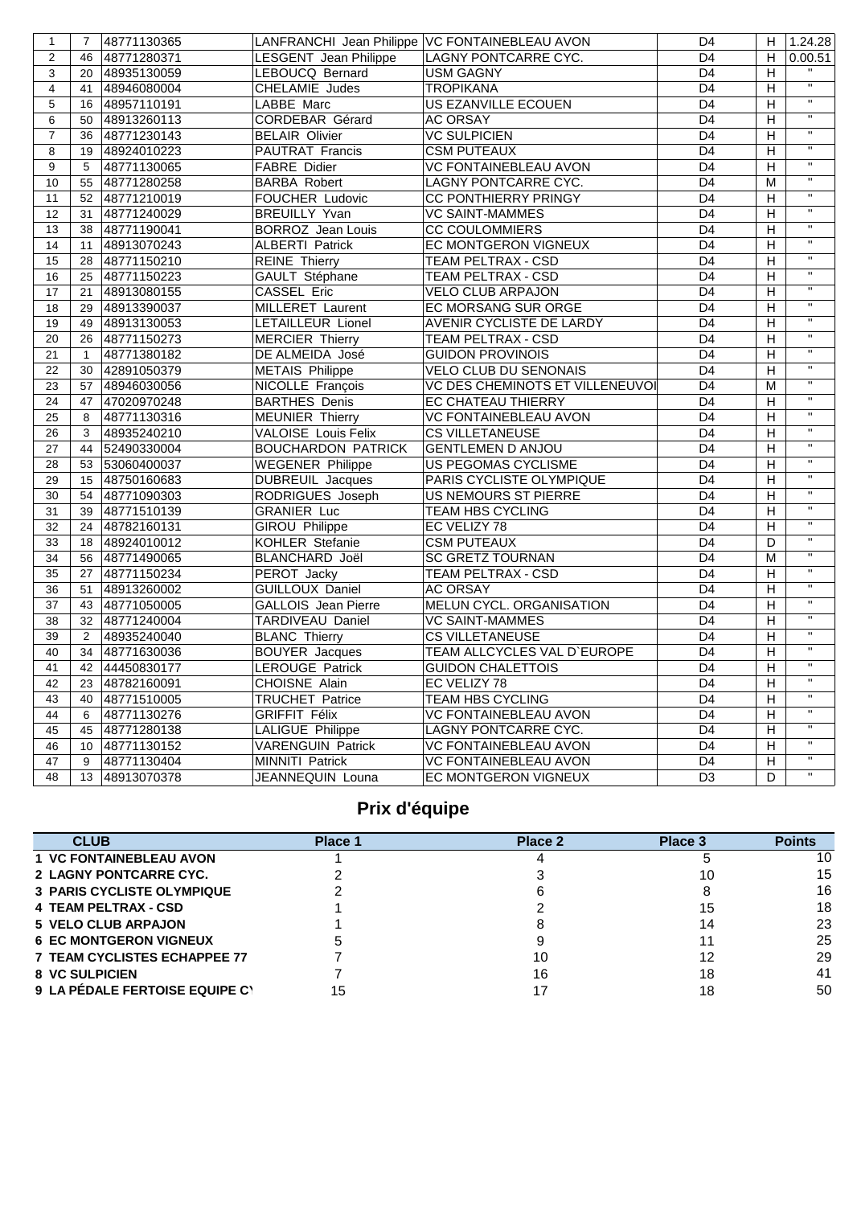| | | | | | | | |
|---|---|---|---|---|---|---|---|
| 1 | 7 | 48771130365 | LANFRANCHI Jean Philippe | VC FONTAINEBLEAU AVON | D4 | H | 1.24.28 |
| 2 | 46 | 48771280371 | LESGENT Jean Philippe | LAGNY PONTCARRE CYC. | D4 | H | 0.00.51 |
| 3 | 20 | 48935130059 | LEBOUCQ Bernard | USM GAGNY | D4 | H | " |
| 4 | 41 | 48946080004 | CHELAMIE Judes | TROPIKANA | D4 | H | " |
| 5 | 16 | 48957110191 | LABBE Marc | US EZANVILLE ECOUEN | D4 | H | " |
| 6 | 50 | 48913260113 | CORDEBAR Gérard | AC ORSAY | D4 | H | " |
| 7 | 36 | 48771230143 | BELAIR Olivier | VC SULPICIEN | D4 | H | " |
| 8 | 19 | 48924010223 | PAUTRAT Francis | CSM PUTEAUX | D4 | H | " |
| 9 | 5 | 48771130065 | FABRE Didier | VC FONTAINEBLEAU AVON | D4 | H | " |
| 10 | 55 | 48771280258 | BARBA Robert | LAGNY PONTCARRE CYC. | D4 | M | " |
| 11 | 52 | 48771210019 | FOUCHER Ludovic | CC PONTHIERRY PRINGY | D4 | H | " |
| 12 | 31 | 48771240029 | BREUILLY Yvan | VC SAINT-MAMMES | D4 | H | " |
| 13 | 38 | 48771190041 | BORROZ Jean Louis | CC COULOMMIERS | D4 | H | " |
| 14 | 11 | 48913070243 | ALBERTI Patrick | EC MONTGERON VIGNEUX | D4 | H | " |
| 15 | 28 | 48771150210 | REINE Thierry | TEAM PELTRAX - CSD | D4 | H | " |
| 16 | 25 | 48771150223 | GAULT Stéphane | TEAM PELTRAX - CSD | D4 | H | " |
| 17 | 21 | 48913080155 | CASSEL Eric | VELO CLUB ARPAJON | D4 | H | " |
| 18 | 29 | 48913390037 | MILLERET Laurent | EC MORSANG SUR ORGE | D4 | H | " |
| 19 | 49 | 48913130053 | LETAILLEUR Lionel | AVENIR CYCLISTE DE LARDY | D4 | H | " |
| 20 | 26 | 48771150273 | MERCIER Thierry | TEAM PELTRAX - CSD | D4 | H | " |
| 21 | 1 | 48771380182 | DE ALMEIDA José | GUIDON PROVINOIS | D4 | H | " |
| 22 | 30 | 42891050379 | METAIS Philippe | VELO CLUB DU SENONAIS | D4 | H | " |
| 23 | 57 | 48946030056 | NICOLLE François | VC DES CHEMINOTS ET VILLENEUVOI | D4 | M | " |
| 24 | 47 | 47020970248 | BARTHES Denis | EC CHATEAU THIERRY | D4 | H | " |
| 25 | 8 | 48771130316 | MEUNIER Thierry | VC FONTAINEBLEAU AVON | D4 | H | " |
| 26 | 3 | 48935240210 | VALOISE Louis Felix | CS VILLETANEUSE | D4 | H | " |
| 27 | 44 | 52490330004 | BOUCHARDON PATRICK | GENTLEMEN D ANJOU | D4 | H | " |
| 28 | 53 | 53060400037 | WEGENER Philippe | US PEGOMAS CYCLISME | D4 | H | " |
| 29 | 15 | 48750160683 | DUBREUIL Jacques | PARIS CYCLISTE OLYMPIQUE | D4 | H | " |
| 30 | 54 | 48771090303 | RODRIGUES Joseph | US NEMOURS ST PIERRE | D4 | H | " |
| 31 | 39 | 48771510139 | GRANIER Luc | TEAM HBS CYCLING | D4 | H | " |
| 32 | 24 | 48782160131 | GIROU Philippe | EC VELIZY 78 | D4 | H | " |
| 33 | 18 | 48924010012 | KOHLER Stefanie | CSM PUTEAUX | D4 | D | " |
| 34 | 56 | 48771490065 | BLANCHARD Joël | SC GRETZ TOURNAN | D4 | M | " |
| 35 | 27 | 48771150234 | PEROT Jacky | TEAM PELTRAX - CSD | D4 | H | " |
| 36 | 51 | 48913260002 | GUILLOUX Daniel | AC ORSAY | D4 | H | " |
| 37 | 43 | 48771050005 | GALLOIS Jean Pierre | MELUN CYCL. ORGANISATION | D4 | H | " |
| 38 | 32 | 48771240004 | TARDIVEAU Daniel | VC SAINT-MAMMES | D4 | H | " |
| 39 | 2 | 48935240040 | BLANC Thierry | CS VILLETANEUSE | D4 | H | " |
| 40 | 34 | 48771630036 | BOUYER Jacques | TEAM ALLCYCLES VAL D`EUROPE | D4 | H | " |
| 41 | 42 | 44450830177 | LEROUGE Patrick | GUIDON CHALETTOIS | D4 | H | " |
| 42 | 23 | 48782160091 | CHOISNE Alain | EC VELIZY 78 | D4 | H | " |
| 43 | 40 | 48771510005 | TRUCHET Patrice | TEAM HBS CYCLING | D4 | H | " |
| 44 | 6 | 48771130276 | GRIFFIT Félix | VC FONTAINEBLEAU AVON | D4 | H | " |
| 45 | 45 | 48771280138 | LALIGUE Philippe | LAGNY PONTCARRE CYC. | D4 | H | " |
| 46 | 10 | 48771130152 | VARENGUIN Patrick | VC FONTAINEBLEAU AVON | D4 | H | " |
| 47 | 9 | 48771130404 | MINNITI Patrick | VC FONTAINEBLEAU AVON | D4 | H | " |
| 48 | 13 | 48913070378 | JEANNEQUIN Louna | EC MONTGERON VIGNEUX | D3 | D | " |

## Prix d'équipe

| CLUB | Place 1 | Place 2 | Place 3 | Points |
|---|---|---|---|---|
| **1 VC FONTAINEBLEAU AVON** | 1 | 4 | 5 | 10 |
| **2 LAGNY PONTCARRE CYC.** | 2 | 3 | 10 | 15 |
| **3 PARIS CYCLISTE OLYMPIQUE** | 2 | 6 | 8 | 16 |
| **4 TEAM PELTRAX - CSD** | 1 | 2 | 15 | 18 |
| **5 VELO CLUB ARPAJON** | 1 | 8 | 14 | 23 |
| **6 EC MONTGERON VIGNEUX** | 5 | 9 | 11 | 25 |
| **7 TEAM CYCLISTES ECHAPPEE 77** | 7 | 10 | 12 | 29 |
| **8 VC SULPICIEN** | 7 | 16 | 18 | 41 |
| **9 LA PÉDALE FERTOISE EQUIPE C** | 15 | 17 | 18 | 50 |